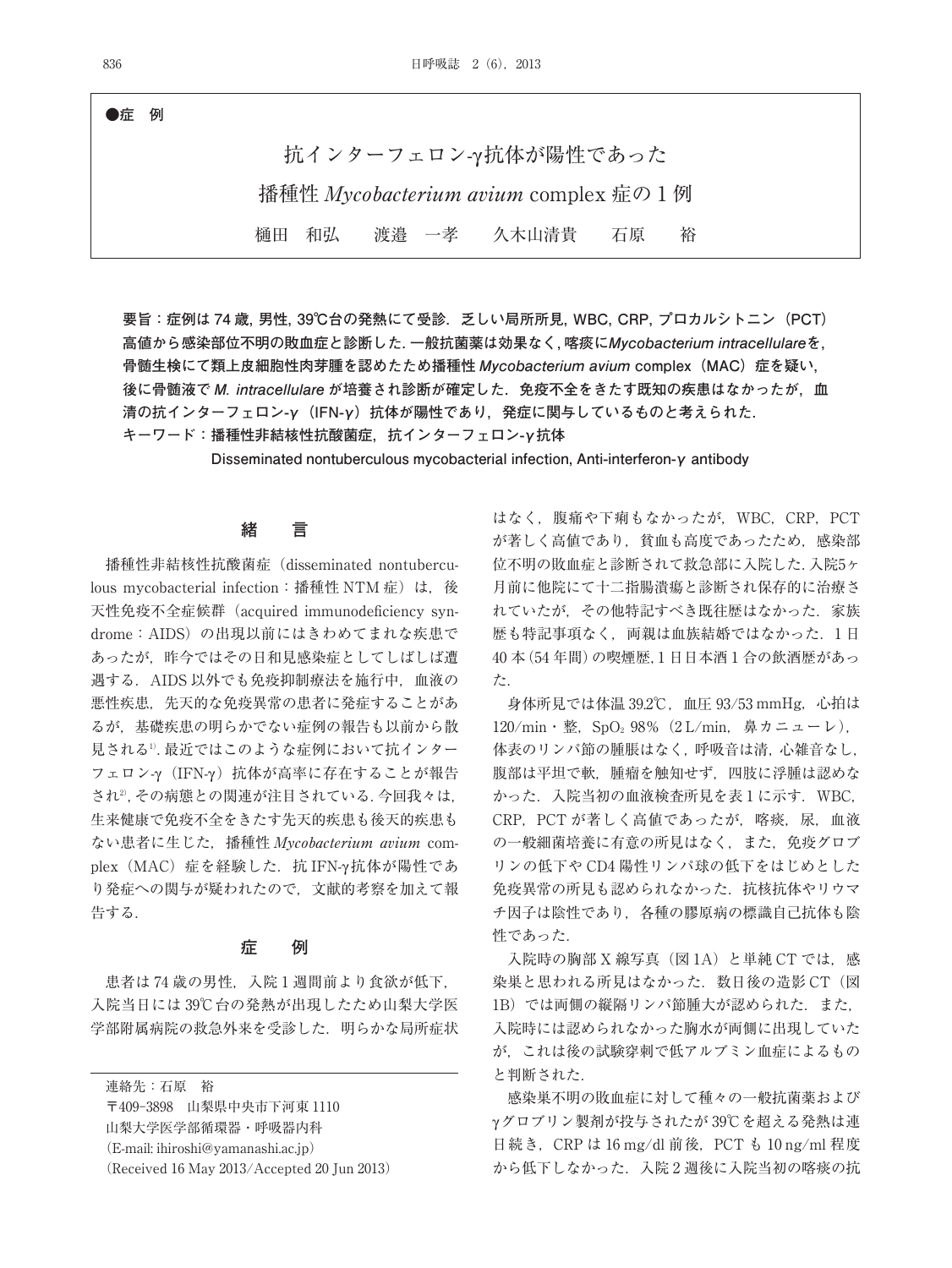●症　例

# 抗インターフェロン-γ抗体が陽性であった播種性 *Mycobacterium avium* complex 症の1例

樋田　和弘　　渡邉　一孝　　久木山清貴　　石原　　裕

**要旨：症例は74歳，男性，39℃台の発熱にて受診．乏しい局所所見，WBC，CRP，プロカルシトニン（PCT）高値から感染部位不明の敗血症と診断した．一般抗菌薬は効果なく，喀痰に*Mycobacterium intracellulare*を，骨髄生検にて類上皮細胞性肉芽腫を認めたため播種性 *Mycobacterium avium* complex（MAC）症を疑い，後に骨髄液で *M. intracellulare* が培養され診断が確定した．免疫不全をきたす既知の疾患はなかったが，血清の抗インターフェロン-γ（IFN-γ）抗体が陽性であり，発症に関与しているものと考えられた．**

**キーワード：播種性非結核性抗酸菌症，抗インターフェロン-γ抗体**

**Disseminated nontuberculous mycobacterial infection, Anti-interferon-γ antibody**

## 緒　言

播種性非結核性抗酸菌症（disseminated nontuberculous mycobacterial infection：播種性 NTM 症）は，後天性免疫不全症候群（acquired immunodeficiency syndrome：AIDS）の出現以前にはきわめてまれな疾患であったが，昨今ではその日和見感染症としてしばしば遭遇する．AIDS以外でも免疫抑制療法を施行中，血液の悪性疾患，先天的な免疫異常の患者に発症することがあるが，基礎疾患の明らかでない症例の報告も以前から散見される[1]．最近ではこのような症例において抗インターフェロン-γ（IFN-γ）抗体が高率に存在することが報告され[2]，その病態との関連が注目されている．今回我々は，生来健康で免疫不全をきたす先天的疾患も後天的疾患もない患者に生じた，播種性 *Mycobacterium avium* complex（MAC）症を経験した．抗IFN-γ抗体が陽性であり発症への関与が疑われたので，文献的考察を加えて報告する．

## 症　例

患者は74歳の男性，入院1週間前より食欲が低下，入院当日には39℃台の発熱が出現したため山梨大学医学部附属病院の救急外来を受診した．明らかな局所症状はなく，腹痛や下痢もなかったが，WBC，CRP，PCTが著しく高値であり，貧血も高度であったため，感染部位不明の敗血症と診断されて救急部に入院した．入院5ヶ月前に他院にて十二指腸潰瘍と診断され保存的に治療されていたが，その他特記すべき既往歴はなかった．家族歴も特記事項なく，両親は血族結婚ではなかった．1日40本（54年間）の喫煙歴，1日日本酒1合の飲酒歴があった．

身体所見では体温39.2℃，血圧93/53 mmHg，心拍は120/min・整，$SpO_2$ 98%（2 L/min，鼻カニューレ），体表のリンパ節の腫脹はなく，呼吸音は清，心雑音なし，腹部は平坦で軟，腫瘤を触知せず，四肢に浮腫は認めなかった．入院当初の血液検査所見を表1に示す．WBC，CRP，PCTが著しく高値であったが，喀痰，尿，血液の一般細菌培養に有意の所見はなく，また，免疫グロブリンの低下やCD4陽性リンパ球の低下をはじめとした免疫異常の所見も認められなかった．抗核抗体やリウマチ因子は陰性であり，各種の膠原病の標識自己抗体も陰性であった．

入院時の胸部X線写真（図1A）と単純CTでは，感染巣と思われる所見はなかった．数日後の造影CT（図1B）では両側の縦隔リンパ節腫大が認められた．また，入院時には認められなかった胸水が両側に出現していたが，これは後の試験穿刺で低アルブミン血症によるものと判断された．

感染巣不明の敗血症に対して種々の一般抗菌薬およびγグロブリン製剤が投与されたが39℃を超える発熱は連日続き，CRPは16 mg/dl前後，PCTも10 ng/ml程度から低下しなかった．入院2週後に入院当初の喀痰の抗

連絡先：石原　裕
〒409-3898　山梨県中央市下河東1110
山梨大学医学部循環器・呼吸器内科
（E-mail: ihiroshi@yamanashi.ac.jp）
（Received 16 May 2013/Accepted 20 Jun 2013）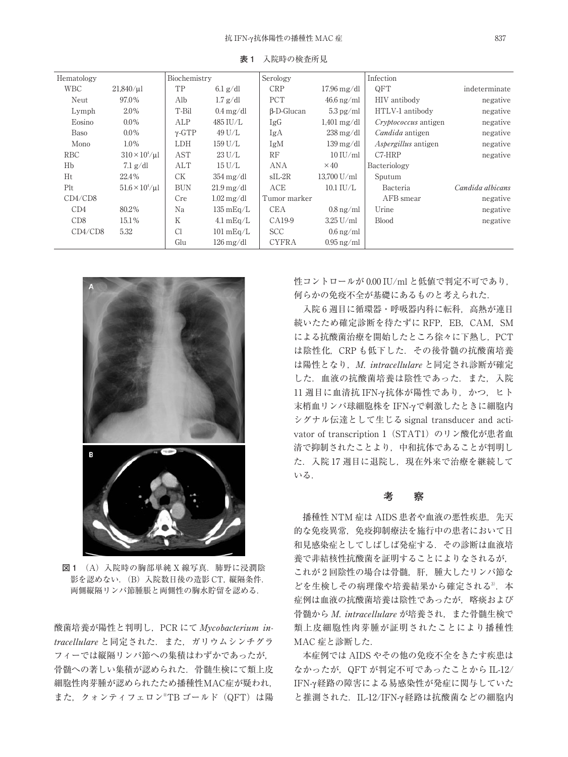**表 1**　入院時の検査所見

| Hematology | | Biochemistry | | Serology | | Infection | |
|---|---|---|---|---|---|---|---|
| WBC | 21,840/μl | TP | 6.1 g/dl | CRP | 17.96 mg/dl | QFT | indeterminate |
| Neut | 97.0% | Alb | 1.7 g/dl | PCT | 46.6 ng/ml | HIV antibody | negative |
| Lymph | 2.0% | T-Bil | 0.4 mg/dl | β-D-Glucan | 5.3 pg/ml | HTLV-1 antibody | negative |
| Eosino | 0.0% | ALP | 485 IU/L | IgG | 1,401 mg/dl | *Cryptococcus* antigen | negative |
| Baso | 0.0% | γ-GTP | 49 U/L | IgA | 238 mg/dl | *Candida* antigen | negative |
| Mono | 1.0% | LDH | 159 U/L | IgM | 139 mg/dl | *Aspergillus* antigen | negative |
| RBC | $310\times10^4$/μl | AST | 23 U/L | RF | 10 IU/ml | C7-HRP | negative |
| Hb | 7.1 g/dl | ALT | 15 U/L | ANA | ×40 | Bacteriology | |
| Ht | 22.4% | CK | 354 mg/dl | sIL-2R | 13,700 U/ml | Sputum | |
| Plt | $51.6\times10^4$/μl | BUN | 21.9 mg/dl | ACE | 10.1 IU/L | Bacteria | *Candida albicans* |
| CD4/CD8 | | Cre | 1.02 mg/dl | Tumor marker | | AFB smear | negative |
| CD4 | 80.2% | Na | 135 mEq/L | CEA | 0.8 ng/ml | Urine | negative |
| CD8 | 15.1% | K | 4.1 mEq/L | CA19-9 | 3.25 U/ml | Blood | negative |
| CD4/CD8 | 5.32 | Cl | 101 mEq/L | SCC | 0.6 ng/ml | | |
| | | Glu | 126 mg/dl | CYFRA | 0.95 ng/ml | | |

**図 1**　(A) 入院時の胸部単純 X 線写真．肺野に浸潤陰影を認めない．(B) 入院数日後の造影 CT，縦隔条件．両側縦隔リンパ節腫脹と両側性の胸水貯留を認める．

酸菌培養が陽性と判明し，PCR にて *Mycobacterium intracellulare* と同定された．また，ガリウムシンチグラフィーでは縦隔リンパ節への集積はわずかであったが，骨髄への著しい集積が認められた．骨髄生検にて類上皮細胞性肉芽腫が認められたため播種性MAC症が疑われ，また，クォンティフェロン®TB ゴールド（QFT）は陽性コントロールが 0.00 IU/ml と低値で判定不可であり，何らかの免疫不全が基礎にあるものと考えられた．

入院 6 週目に循環器・呼吸器内科に転科，高熱が連日続いたため確定診断を待たずに RFP，EB，CAM，SM による抗酸菌治療を開始したところ徐々に下熱し，PCT は陰性化，CRP も低下した．その後骨髄の抗酸菌培養は陽性となり，*M. intracellulare* と同定され診断が確定した．血液の抗酸菌培養は陰性であった．また，入院 11 週目に血清抗 IFN-γ抗体が陽性であり，かつ，ヒト末梢血リンパ球細胞株を IFN-γで刺激したときに細胞内シグナル伝達として生じる signal transducer and activator of transcription 1（STAT1）のリン酸化が患者血清で抑制されたことより，中和抗体であることが判明した．入院 17 週目に退院し，現在外来で治療を継続している．

## 考　察

播種性 NTM 症は AIDS 患者や血液の悪性疾患，先天的な免疫異常，免疫抑制療法を施行中の患者において日和見感染症としてしばしば発症する．その診断は血液培養で非結核性抗酸菌を証明することによりなされるが，これが 2 回陰性の場合は骨髄，肝，腫大したリンパ節などを生検しその病理像や培養結果から確定される[3]．本症例は血液の抗酸菌培養は陰性であったが，喀痰および骨髄から *M. intracellulare* が培養され，また骨髄生検で類上皮細胞性肉芽腫が証明されたことにより播種性 MAC 症と診断した．

本症例では AIDS やその他の免疫不全をきたす疾患はなかったが，QFT が判定不可であったことから IL-12/IFN-γ経路の障害による易感染性が発症に関与していたと推測された．IL-12/IFN-γ経路は抗酸菌などの細胞内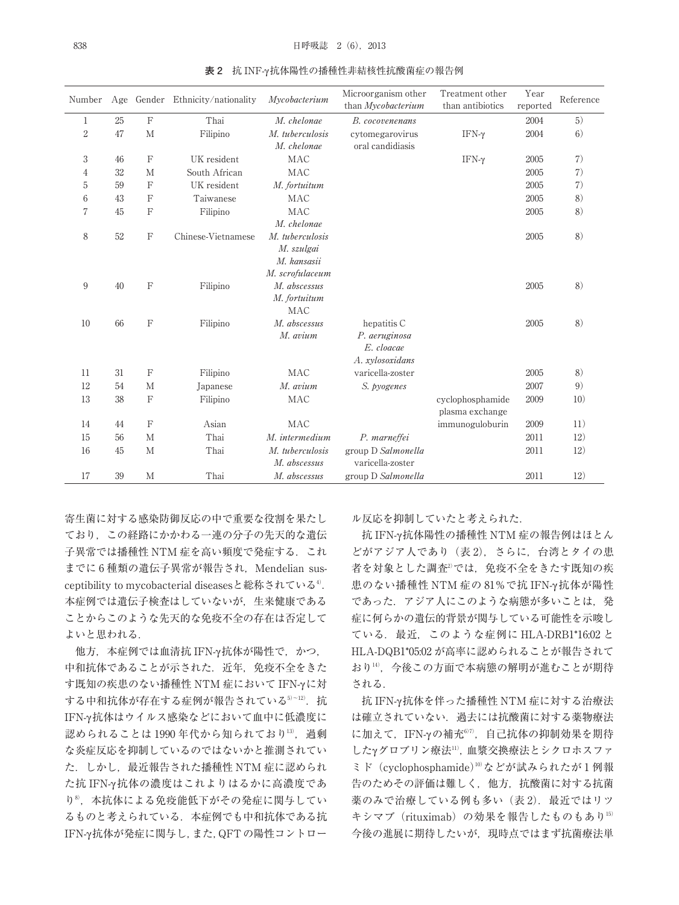**表 2** 抗 INF-γ抗体陽性の播種性非結核性抗酸菌症の報告例

| Number | Age | Gender | Ethnicity/nationality | *Mycobacterium* | Microorganism other than *Mycobacterium* | Treatment other than antibiotics | Year reported | Reference |
|---|---|---|---|---|---|---|---|---|
| 1 | 25 | F | Thai | *M. chelonae* | *B. cocovenenans* | | 2004 | 5) |
| 2 | 47 | M | Filipino | *M. tuberculosis* *M. chelonae* | cytomegarovirus oral candidiasis | IFN-γ | 2004 | 6) |
| 3 | 46 | F | UK resident | MAC | | IFN-γ | 2005 | 7) |
| 4 | 32 | M | South African | MAC | | | 2005 | 7) |
| 5 | 59 | F | UK resident | *M. fortuitum* | | | 2005 | 7) |
| 6 | 43 | F | Taiwanese | MAC | | | 2005 | 8) |
| 7 | 45 | F | Filipino | MAC *M. chelonae* | | | 2005 | 8) |
| 8 | 52 | F | Chinese-Vietnamese | *M. tuberculosis* *M. szulgai* *M. kansasii* *M. scrofulaceum* | | | 2005 | 8) |
| 9 | 40 | F | Filipino | *M. abscessus* *M. fortuitum* MAC | | | 2005 | 8) |
| 10 | 66 | F | Filipino | *M. abscessus* *M. avium* | hepatitis C *P. aeruginosa* *E. cloacae* *A. xylosoxidans* | | 2005 | 8) |
| 11 | 31 | F | Filipino | MAC | varicella-zoster | | 2005 | 8) |
| 12 | 54 | M | Japanese | *M. avium* | *S. pyogenes* | | 2007 | 9) |
| 13 | 38 | F | Filipino | MAC | | cyclophosphamide plasma exchange | 2009 | 10) |
| 14 | 44 | F | Asian | MAC | | immunoguloburin | 2009 | 11) |
| 15 | 56 | M | Thai | *M. intermedium* | *P. marneffei* | | 2011 | 12) |
| 16 | 45 | M | Thai | *M. tuberculosis* *M. abscessus* | group D *Salmonella* varicella-zoster | | 2011 | 12) |
| 17 | 39 | M | Thai | *M. abscessus* | group D *Salmonella* | | 2011 | 12) |

寄生菌に対する感染防御反応の中で重要な役割を果たしており，この経路にかかわる一連の分子の先天的な遺伝子異常では播種性 NTM 症を高い頻度で発症する．これまでに 6 種類の遺伝子異常が報告され，Mendelian susceptibility to mycobacterial diseases と総称されている[4]．本症例では遺伝子検査はしていないが，生来健康であることからこのような先天的な免疫不全の存在は否定してよいと思われる．

他方，本症例では血清抗 IFN-γ抗体が陽性で，かつ，中和抗体であることが示された．近年，免疫不全をきたす既知の疾患のない播種性 NTM 症において IFN-γに対する中和抗体が存在する症例が報告されている[5～12]．抗 IFN-γ抗体はウイルス感染などにおいて血中に低濃度に認められることは 1990 年代から知られており[13]，過剰な炎症反応を抑制しているのではないかと推測されていた．しかし，最近報告された播種性 NTM 症に認められた抗 IFN-γ抗体の濃度はこれよりはるかに高濃度であり[8]，本抗体による免疫能低下がその発症に関与しているものと考えられている．本症例でも中和抗体である抗 IFN-γ抗体が発症に関与し，また，QFT の陽性コントロール反応を抑制していたと考えられた．

抗 IFN-γ抗体陽性の播種性 NTM 症の報告例はほとんどがアジア人であり（表 2），さらに，台湾とタイの患者を対象とした調査[2]では，免疫不全をきたす既知の疾患のない播種性 NTM 症の 81％で抗 IFN-γ抗体が陽性であった．アジア人にこのような病態が多いことは，発症に何らかの遺伝的背景が関与している可能性を示唆している．最近，このような症例に HLA-DRB1*16:02 と HLA-DQB1*05:02 が高率に認められることが報告されており[14]，今後この方面で本病態の解明が進むことが期待される．

抗 IFN-γ抗体を伴った播種性 NTM 症に対する治療法は確立されていない．過去には抗酸菌に対する薬物療法に加えて，IFN-γの補充[6][7]，自己抗体の抑制効果を期待したγグロブリン療法[11]，血漿交換療法とシクロホスファミド（cyclophosphamide）[10]などが試みられたが 1 例報告のためその評価は難しく，他方，抗酸菌に対する抗菌薬のみで治療している例も多い（表 2）．最近ではリツキシマブ（rituximab）の効果を報告したものもあり[15]今後の進展に期待したいが，現時点ではまず抗菌療法単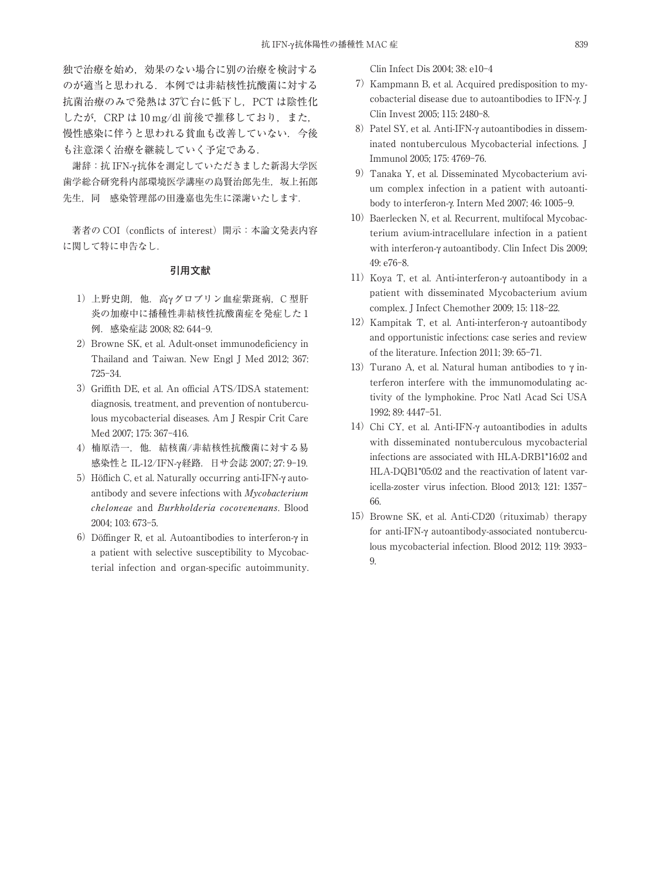独で治療を始め，効果のない場合に別の治療を検討するのが適当と思われる．本例では非結核性抗酸菌に対する抗菌治療のみで発熱は37℃台に低下し，PCTは陰性化したが，CRPは10 mg/dl前後で推移しており，また，慢性感染に伴うと思われる貧血も改善していない．今後も注意深く治療を継続していく予定である．

謝辞：抗IFN-γ抗体を測定していただきました新潟大学医歯学総合研究科内部環境医学講座の島賢治郎先生，坂上拓郎先生，同　感染管理部の田邊嘉也先生に深謝いたします．

著者のCOI（conflicts of interest）開示：本論文発表内容に関して特に申告なし．

### 引用文献

1）上野史朗，他．高γグロブリン血症紫斑病，C型肝炎の加療中に播種性非結核性抗酸菌症を発症した1例．感染症誌 2008; 82: 644–9.

2）Browne SK, et al. Adult-onset immunodeficiency in Thailand and Taiwan. New Engl J Med 2012; 367: 725–34.

3）Griffith DE, et al. An official ATS/IDSA statement: diagnosis, treatment, and prevention of nontuberculous mycobacterial diseases. Am J Respir Crit Care Med 2007; 175: 367–416.

4）楠原浩一，他．結核菌/非結核性抗酸菌に対する易感染性とIL-12/IFN-γ経路．日サ会誌 2007; 27: 9–19.

5）Höflich C, et al. Naturally occurring anti-IFN-γ autoantibody and severe infections with *Mycobacterium cheloneae* and *Burkholderia cocovenenans*. Blood 2004; 103: 673–5.

6）Döffinger R, et al. Autoantibodies to interferon-γ in a patient with selective susceptibility to Mycobacterial infection and organ-specific autoimmunity. Clin Infect Dis 2004; 38: e10–4

7）Kampmann B, et al. Acquired predisposition to mycobacterial disease due to autoantibodies to IFN-γ. J Clin Invest 2005; 115: 2480–8.

8）Patel SY, et al. Anti-IFN-γ autoantibodies in disseminated nontuberculous Mycobacterial infections. J Immunol 2005; 175: 4769–76.

9）Tanaka Y, et al. Disseminated Mycobacterium avium complex infection in a patient with autoantibody to interferon-γ. Intern Med 2007; 46: 1005–9.

10）Baerlecken N, et al. Recurrent, multifocal Mycobacterium avium-intracellulare infection in a patient with interferon-γ autoantibody. Clin Infect Dis 2009; 49: e76–8.

11）Koya T, et al. Anti-interferon-γ autoantibody in a patient with disseminated Mycobacterium avium complex. J Infect Chemother 2009; 15: 118–22.

12）Kampitak T, et al. Anti-interferon-γ autoantibody and opportunistic infections: case series and review of the literature. Infection 2011; 39: 65–71.

13）Turano A, et al. Natural human antibodies to γ interferon interfere with the immunomodulating activity of the lymphokine. Proc Natl Acad Sci USA 1992; 89: 4447–51.

14）Chi CY, et al. Anti-IFN-γ autoantibodies in adults with disseminated nontuberculous mycobacterial infections are associated with HLA-DRB1*16:02 and HLA-DQB1*05:02 and the reactivation of latent varicella-zoster virus infection. Blood 2013; 121: 1357–66.

15）Browne SK, et al. Anti-CD20（rituximab）therapy for anti-IFN-γ autoantibody-associated nontuberculous mycobacterial infection. Blood 2012; 119: 3933–9.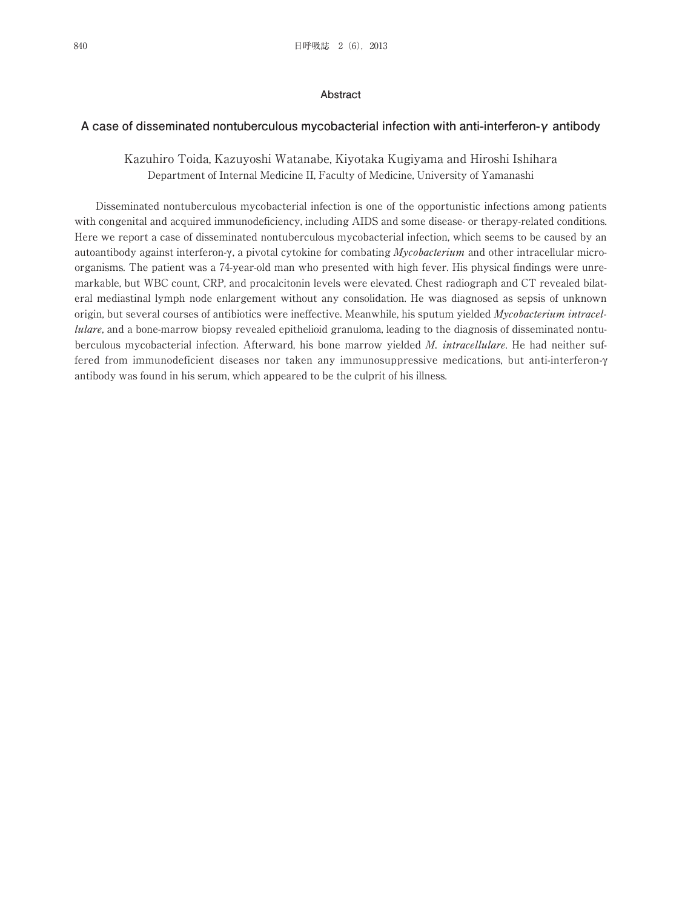## Abstract

### A case of disseminated nontuberculous mycobacterial infection with anti-interferon-γ antibody

Kazuhiro Toida, Kazuyoshi Watanabe, Kiyotaka Kugiyama and Hiroshi Ishihara
Department of Internal Medicine II, Faculty of Medicine, University of Yamanashi

Disseminated nontuberculous mycobacterial infection is one of the opportunistic infections among patients with congenital and acquired immunodeficiency, including AIDS and some disease- or therapy-related conditions. Here we report a case of disseminated nontuberculous mycobacterial infection, which seems to be caused by an autoantibody against interferon-γ, a pivotal cytokine for combating *Mycobacterium* and other intracellular microorganisms. The patient was a 74-year-old man who presented with high fever. His physical findings were unremarkable, but WBC count, CRP, and procalcitonin levels were elevated. Chest radiograph and CT revealed bilateral mediastinal lymph node enlargement without any consolidation. He was diagnosed as sepsis of unknown origin, but several courses of antibiotics were ineffective. Meanwhile, his sputum yielded *Mycobacterium intracellulare*, and a bone-marrow biopsy revealed epithelioid granuloma, leading to the diagnosis of disseminated nontuberculous mycobacterial infection. Afterward, his bone marrow yielded *M. intracellulare*. He had neither suffered from immunodeficient diseases nor taken any immunosuppressive medications, but anti-interferon-γ antibody was found in his serum, which appeared to be the culprit of his illness.